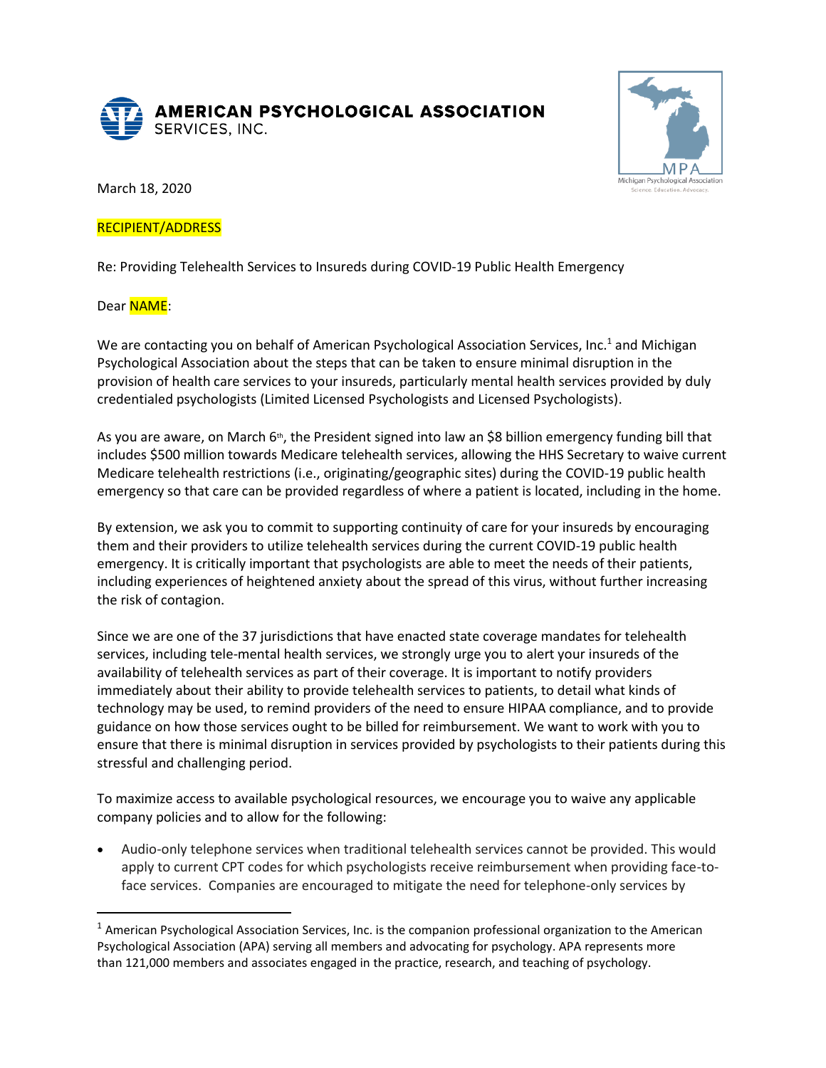**AMERICAN PSYCHOLOGICAL ASSOCIATION**
SERVICES, INC.

MPA
Michigan Psychological Association
Science. Education. Advocacy.

March 18, 2020

RECIPIENT/ADDRESS

Re: Providing Telehealth Services to Insureds during COVID-19 Public Health Emergency

Dear NAME:

We are contacting you on behalf of American Psychological Association Services, Inc.[1] and Michigan Psychological Association about the steps that can be taken to ensure minimal disruption in the provision of health care services to your insureds, particularly mental health services provided by duly credentialed psychologists (Limited Licensed Psychologists and Licensed Psychologists).

As you are aware, on March 6th, the President signed into law an $8 billion emergency funding bill that includes $500 million towards Medicare telehealth services, allowing the HHS Secretary to waive current Medicare telehealth restrictions (i.e., originating/geographic sites) during the COVID-19 public health emergency so that care can be provided regardless of where a patient is located, including in the home.

By extension, we ask you to commit to supporting continuity of care for your insureds by encouraging them and their providers to utilize telehealth services during the current COVID-19 public health emergency. It is critically important that psychologists are able to meet the needs of their patients, including experiences of heightened anxiety about the spread of this virus, without further increasing the risk of contagion.

Since we are one of the 37 jurisdictions that have enacted state coverage mandates for telehealth services, including tele-mental health services, we strongly urge you to alert your insureds of the availability of telehealth services as part of their coverage. It is important to notify providers immediately about their ability to provide telehealth services to patients, to detail what kinds of technology may be used, to remind providers of the need to ensure HIPAA compliance, and to provide guidance on how those services ought to be billed for reimbursement. We want to work with you to ensure that there is minimal disruption in services provided by psychologists to their patients during this stressful and challenging period.

To maximize access to available psychological resources, we encourage you to waive any applicable company policies and to allow for the following:

- Audio-only telephone services when traditional telehealth services cannot be provided. This would apply to current CPT codes for which psychologists receive reimbursement when providing face-to-face services. Companies are encouraged to mitigate the need for telephone-only services by

[1] American Psychological Association Services, Inc. is the companion professional organization to the American Psychological Association (APA) serving all members and advocating for psychology. APA represents more than 121,000 members and associates engaged in the practice, research, and teaching of psychology.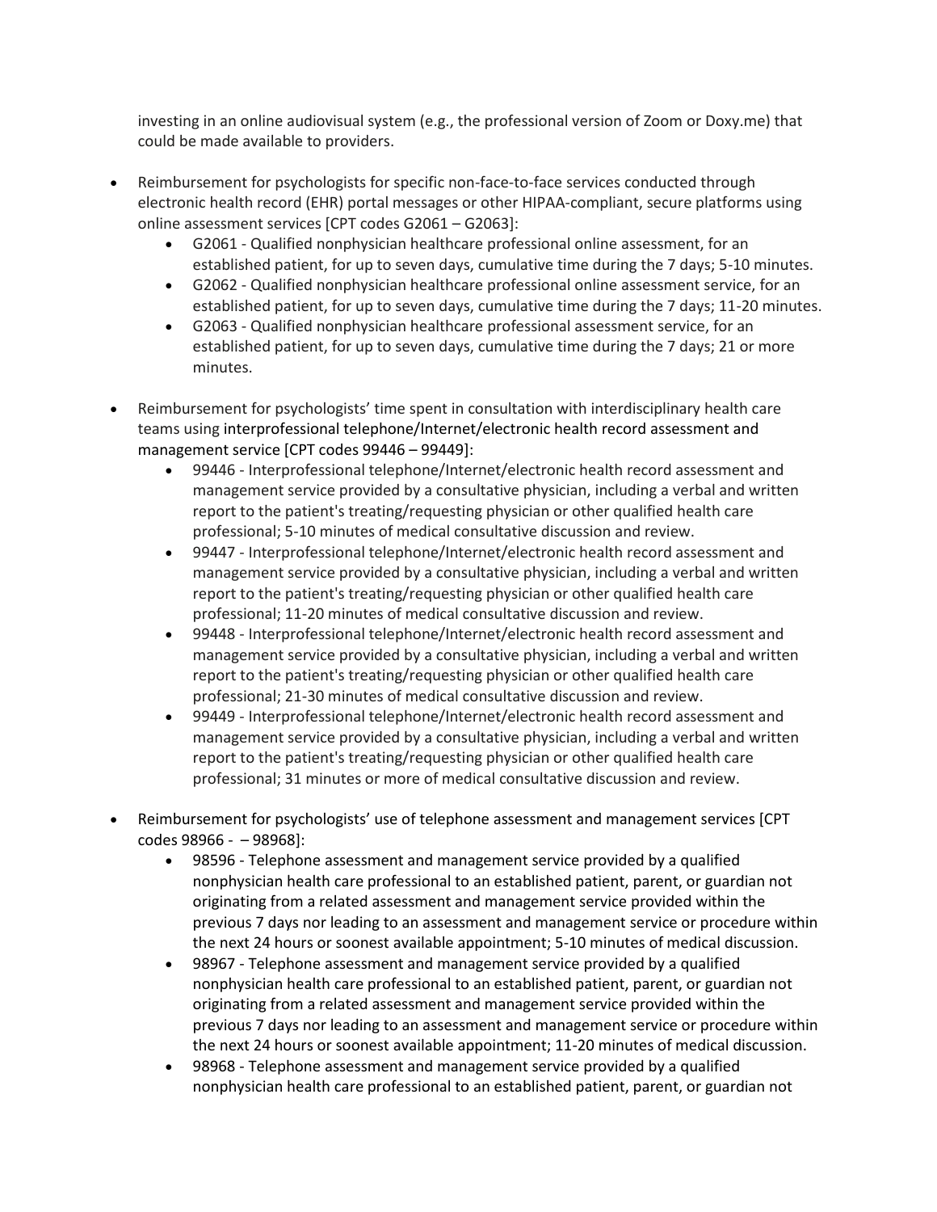investing in an online audiovisual system (e.g., the professional version of Zoom or Doxy.me) that could be made available to providers.

- Reimbursement for psychologists for specific non-face-to-face services conducted through electronic health record (EHR) portal messages or other HIPAA-compliant, secure platforms using online assessment services [CPT codes G2061 – G2063]:
  - G2061 - Qualified nonphysician healthcare professional online assessment, for an established patient, for up to seven days, cumulative time during the 7 days; 5-10 minutes.
  - G2062 - Qualified nonphysician healthcare professional online assessment service, for an established patient, for up to seven days, cumulative time during the 7 days; 11-20 minutes.
  - G2063 - Qualified nonphysician healthcare professional assessment service, for an established patient, for up to seven days, cumulative time during the 7 days; 21 or more minutes.

- Reimbursement for psychologists' time spent in consultation with interdisciplinary health care teams using interprofessional telephone/Internet/electronic health record assessment and management service [CPT codes 99446 – 99449]:
  - 99446 - Interprofessional telephone/Internet/electronic health record assessment and management service provided by a consultative physician, including a verbal and written report to the patient's treating/requesting physician or other qualified health care professional; 5-10 minutes of medical consultative discussion and review.
  - 99447 - Interprofessional telephone/Internet/electronic health record assessment and management service provided by a consultative physician, including a verbal and written report to the patient's treating/requesting physician or other qualified health care professional; 11-20 minutes of medical consultative discussion and review.
  - 99448 - Interprofessional telephone/Internet/electronic health record assessment and management service provided by a consultative physician, including a verbal and written report to the patient's treating/requesting physician or other qualified health care professional; 21-30 minutes of medical consultative discussion and review.
  - 99449 - Interprofessional telephone/Internet/electronic health record assessment and management service provided by a consultative physician, including a verbal and written report to the patient's treating/requesting physician or other qualified health care professional; 31 minutes or more of medical consultative discussion and review.

- Reimbursement for psychologists' use of telephone assessment and management services [CPT codes 98966 - – 98968]:
  - 98596 - Telephone assessment and management service provided by a qualified nonphysician health care professional to an established patient, parent, or guardian not originating from a related assessment and management service provided within the previous 7 days nor leading to an assessment and management service or procedure within the next 24 hours or soonest available appointment; 5-10 minutes of medical discussion.
  - 98967 - Telephone assessment and management service provided by a qualified nonphysician health care professional to an established patient, parent, or guardian not originating from a related assessment and management service provided within the previous 7 days nor leading to an assessment and management service or procedure within the next 24 hours or soonest available appointment; 11-20 minutes of medical discussion.
  - 98968 - Telephone assessment and management service provided by a qualified nonphysician health care professional to an established patient, parent, or guardian not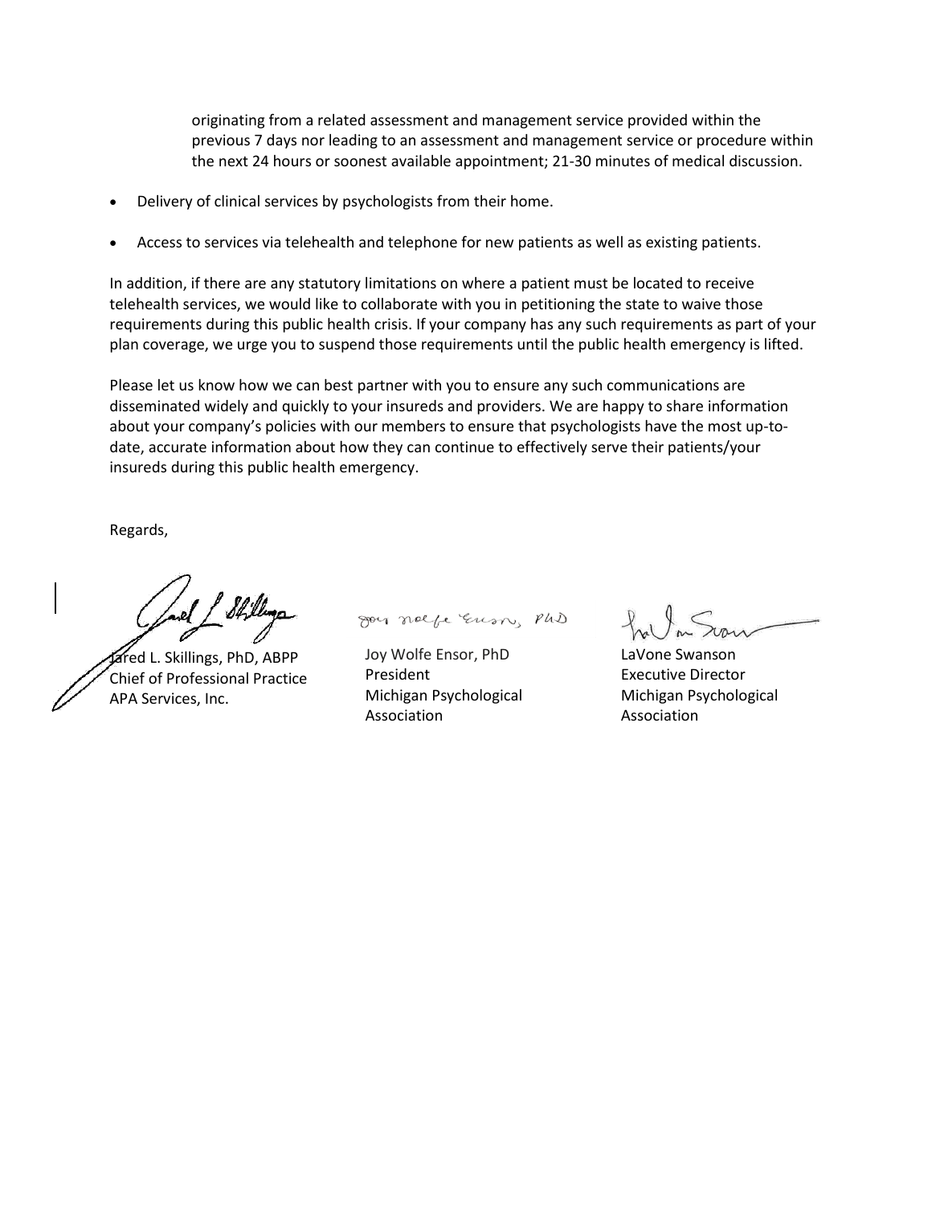originating from a related assessment and management service provided within the previous 7 days nor leading to an assessment and management service or procedure within the next 24 hours or soonest available appointment; 21-30 minutes of medical discussion.

- Delivery of clinical services by psychologists from their home.
- Access to services via telehealth and telephone for new patients as well as existing patients.

In addition, if there are any statutory limitations on where a patient must be located to receive telehealth services, we would like to collaborate with you in petitioning the state to waive those requirements during this public health crisis. If your company has any such requirements as part of your plan coverage, we urge you to suspend those requirements until the public health emergency is lifted.

Please let us know how we can best partner with you to ensure any such communications are disseminated widely and quickly to your insureds and providers. We are happy to share information about your company's policies with our members to ensure that psychologists have the most up-to-date, accurate information about how they can continue to effectively serve their patients/your insureds during this public health emergency.

Regards,

Joy Wolfe Ensor, PhD

Jared L. Skillings, PhD, ABPP
Chief of Professional Practice
APA Services, Inc.

Joy Wolfe Ensor, PhD
President
Michigan Psychological Association

LaVone Swanson
Executive Director
Michigan Psychological Association